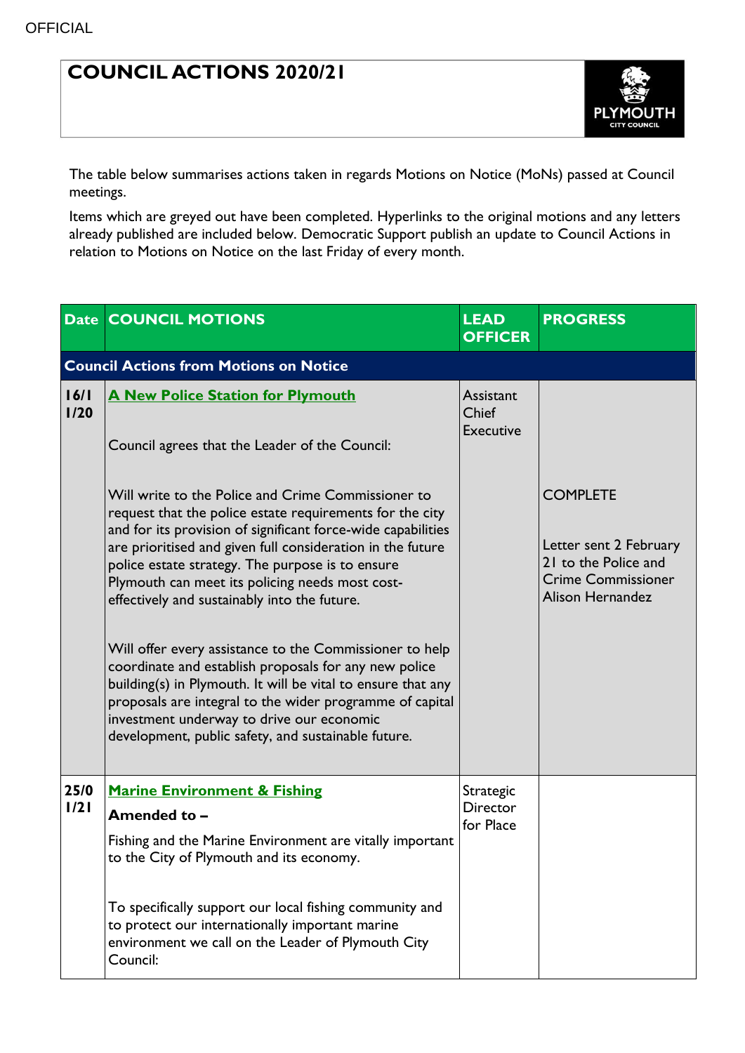OFFICIAL

# COUNCIL ACTIONS 2020/21

The table below summarises actions taken in regards Motions on Notice (MoNs) passed at Council meetings.

Items which are greyed out have been completed. Hyperlinks to the original motions and any letters already published are included below. Democratic Support publish an update to Council Actions in relation to Motions on Notice on the last Friday of every month.

| Date | COUNCIL MOTIONS | LEAD OFFICER | PROGRESS |
|---|---|---|---|
| **Council Actions from Motions on Notice** | | | |
| 16/11/20 | **A New Police Station for Plymouth**<br><br>Council agrees that the Leader of the Council:<br><br>Will write to the Police and Crime Commissioner to request that the police estate requirements for the city and for its provision of significant force-wide capabilities are prioritised and given full consideration in the future police estate strategy. The purpose is to ensure Plymouth can meet its policing needs most cost-effectively and sustainably into the future.<br><br>Will offer every assistance to the Commissioner to help coordinate and establish proposals for any new police building(s) in Plymouth. It will be vital to ensure that any proposals are integral to the wider programme of capital investment underway to drive our economic development, public safety, and sustainable future. | Assistant Chief Executive | COMPLETE<br><br>Letter sent 2 February 21 to the Police and Crime Commissioner Alison Hernandez |
| 25/01/21 | **Marine Environment & Fishing**<br>**Amended to –**<br>Fishing and the Marine Environment are vitally important to the City of Plymouth and its economy.<br><br>To specifically support our local fishing community and to protect our internationally important marine environment we call on the Leader of Plymouth City Council: | Strategic Director for Place | |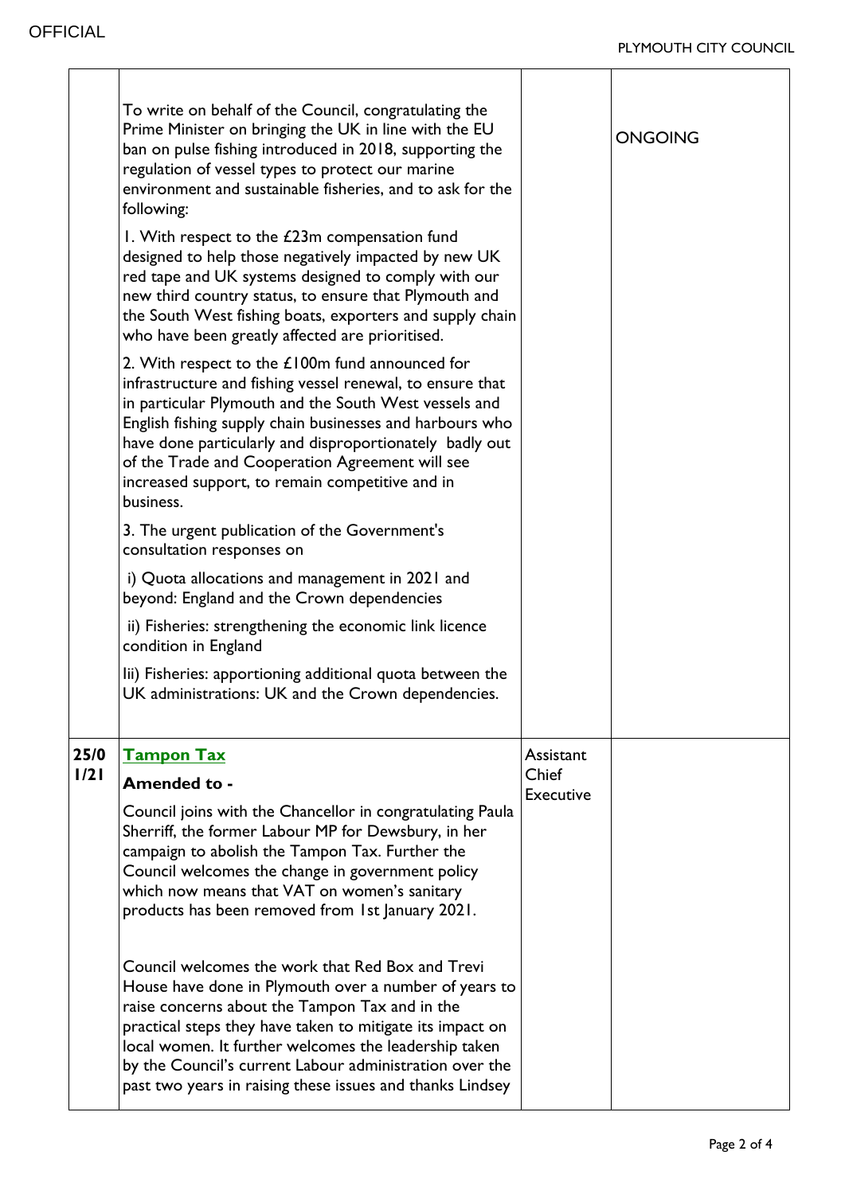| | | | |
|---|---|---|---|
| | To write on behalf of the Council, congratulating the Prime Minister on bringing the UK in line with the EU ban on pulse fishing introduced in 2018, supporting the regulation of vessel types to protect our marine environment and sustainable fisheries, and to ask for the following:<br><br>1. With respect to the £23m compensation fund designed to help those negatively impacted by new UK red tape and UK systems designed to comply with our new third country status, to ensure that Plymouth and the South West fishing boats, exporters and supply chain who have been greatly affected are prioritised.<br><br>2. With respect to the £100m fund announced for infrastructure and fishing vessel renewal, to ensure that in particular Plymouth and the South West vessels and English fishing supply chain businesses and harbours who have done particularly and disproportionately badly out of the Trade and Cooperation Agreement will see increased support, to remain competitive and in business.<br><br>3. The urgent publication of the Government's consultation responses on<br><br>i) Quota allocations and management in 2021 and beyond: England and the Crown dependencies<br><br>ii) Fisheries: strengthening the economic link licence condition in England<br><br>Iii) Fisheries: apportioning additional quota between the UK administrations: UK and the Crown dependencies. | | ONGOING |
| 25/01/21 | **Tampon Tax**<br><br>**Amended to -**<br><br>Council joins with the Chancellor in congratulating Paula Sherriff, the former Labour MP for Dewsbury, in her campaign to abolish the Tampon Tax. Further the Council welcomes the change in government policy which now means that VAT on women's sanitary products has been removed from 1st January 2021.<br><br>Council welcomes the work that Red Box and Trevi House have done in Plymouth over a number of years to raise concerns about the Tampon Tax and in the practical steps they have taken to mitigate its impact on local women. It further welcomes the leadership taken by the Council's current Labour administration over the past two years in raising these issues and thanks Lindsey | Assistant Chief Executive | |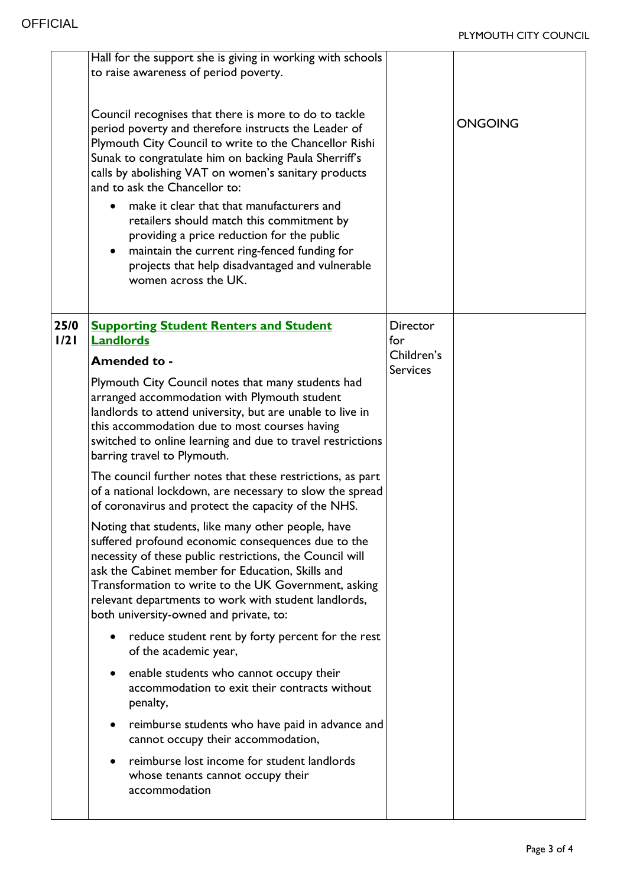|  |  |  |  |
|---|---|---|---|
|  | Hall for the support she is giving in working with schools to raise awareness of period poverty.<br><br>Council recognises that there is more to do to tackle period poverty and therefore instructs the Leader of Plymouth City Council to write to the Chancellor Rishi Sunak to congratulate him on backing Paula Sherriff's calls by abolishing VAT on women's sanitary products and to ask the Chancellor to:<br>• make it clear that that manufacturers and retailers should match this commitment by providing a price reduction for the public<br>• maintain the current ring-fenced funding for projects that help disadvantaged and vulnerable women across the UK. |  | ONGOING |
| **25/01/21** | **Supporting Student Renters and Student Landlords**<br><br>**Amended to -**<br><br>Plymouth City Council notes that many students had arranged accommodation with Plymouth student landlords to attend university, but are unable to live in this accommodation due to most courses having switched to online learning and due to travel restrictions barring travel to Plymouth.<br><br>The council further notes that these restrictions, as part of a national lockdown, are necessary to slow the spread of coronavirus and protect the capacity of the NHS.<br><br>Noting that students, like many other people, have suffered profound economic consequences due to the necessity of these public restrictions, the Council will ask the Cabinet member for Education, Skills and Transformation to write to the UK Government, asking relevant departments to work with student landlords, both university-owned and private, to:<br>• reduce student rent by forty percent for the rest of the academic year,<br>• enable students who cannot occupy their accommodation to exit their contracts without penalty,<br>• reimburse students who have paid in advance and cannot occupy their accommodation,<br>• reimburse lost income for student landlords whose tenants cannot occupy their accommodation | Director for Children's Services |  |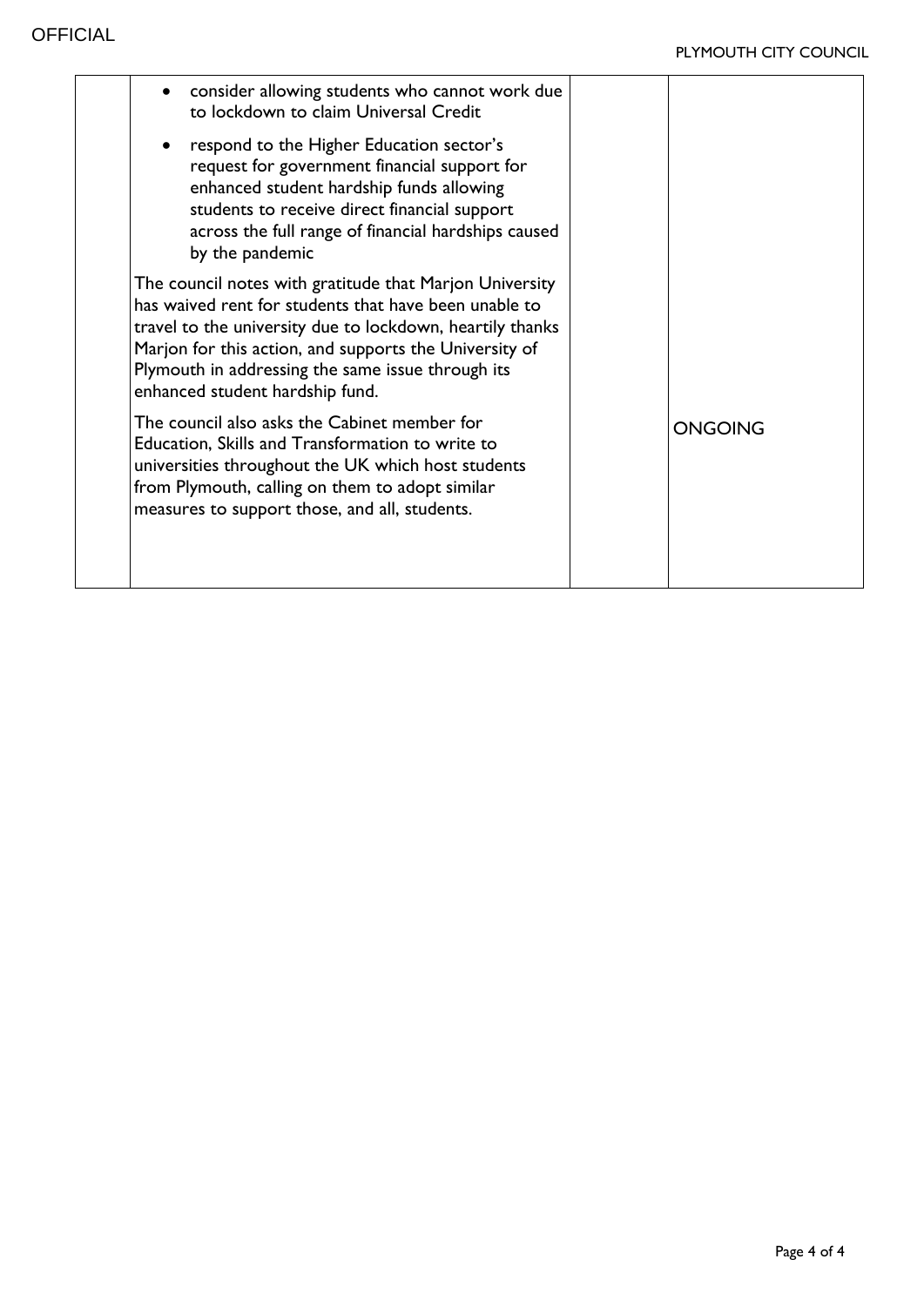| | | | |
|---|---|---|---|
| | <ul><li>consider allowing students who cannot work due to lockdown to claim Universal Credit</li><li>respond to the Higher Education sector's request for government financial support for enhanced student hardship funds allowing students to receive direct financial support across the full range of financial hardships caused by the pandemic</li></ul>The council notes with gratitude that Marjon University has waived rent for students that have been unable to travel to the university due to lockdown, heartily thanks Marjon for this action, and supports the University of Plymouth in addressing the same issue through its enhanced student hardship fund.<br><br>The council also asks the Cabinet member for Education, Skills and Transformation to write to universities throughout the UK which host students from Plymouth, calling on them to adopt similar measures to support those, and all, students. | | ONGOING |